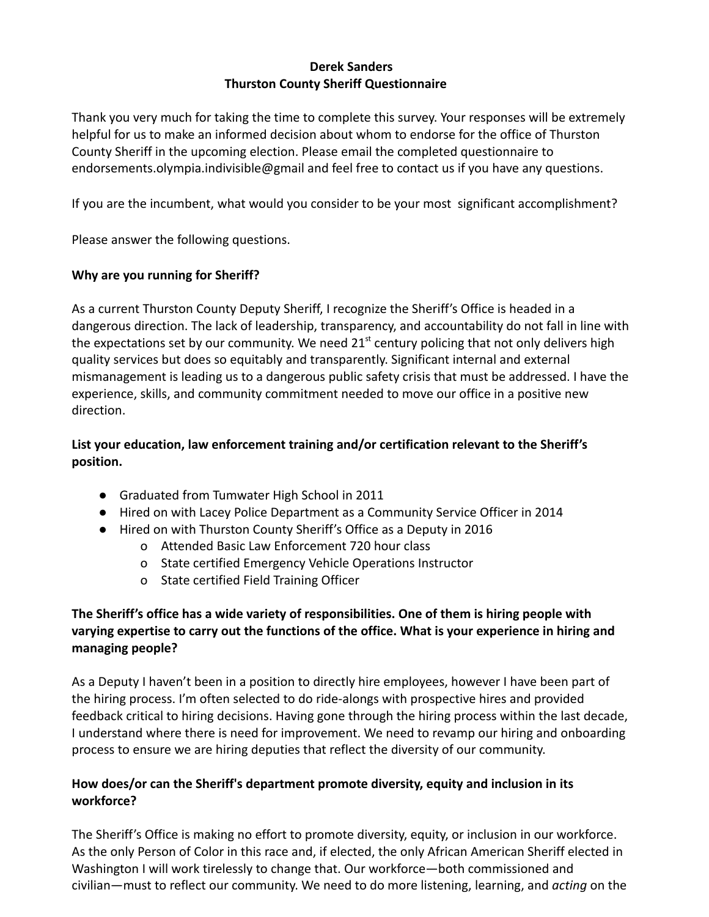**Derek Sanders**
**Thurston County Sheriff Questionnaire**

Thank you very much for taking the time to complete this survey. Your responses will be extremely helpful for us to make an informed decision about whom to endorse for the office of Thurston County Sheriff in the upcoming election. Please email the completed questionnaire to endorsements.olympia.indivisible@gmail and feel free to contact us if you have any questions.

If you are the incumbent, what would you consider to be your most significant accomplishment?

Please answer the following questions.

**Why are you running for Sheriff?**

As a current Thurston County Deputy Sheriff, I recognize the Sheriff's Office is headed in a dangerous direction. The lack of leadership, transparency, and accountability do not fall in line with the expectations set by our community. We need 21st century policing that not only delivers high quality services but does so equitably and transparently. Significant internal and external mismanagement is leading us to a dangerous public safety crisis that must be addressed. I have the experience, skills, and community commitment needed to move our office in a positive new direction.

**List your education, law enforcement training and/or certification relevant to the Sheriff's position.**

- Graduated from Tumwater High School in 2011
- Hired on with Lacey Police Department as a Community Service Officer in 2014
- Hired on with Thurston County Sheriff's Office as a Deputy in 2016
  - Attended Basic Law Enforcement 720 hour class
  - State certified Emergency Vehicle Operations Instructor
  - State certified Field Training Officer

**The Sheriff's office has a wide variety of responsibilities. One of them is hiring people with varying expertise to carry out the functions of the office. What is your experience in hiring and managing people?**

As a Deputy I haven't been in a position to directly hire employees, however I have been part of the hiring process. I'm often selected to do ride-alongs with prospective hires and provided feedback critical to hiring decisions. Having gone through the hiring process within the last decade, I understand where there is need for improvement. We need to revamp our hiring and onboarding process to ensure we are hiring deputies that reflect the diversity of our community.

**How does/or can the Sheriff's department promote diversity, equity and inclusion in its workforce?**

The Sheriff's Office is making no effort to promote diversity, equity, or inclusion in our workforce. As the only Person of Color in this race and, if elected, the only African American Sheriff elected in Washington I will work tirelessly to change that. Our workforce—both commissioned and civilian—must to reflect our community. We need to do more listening, learning, and *acting* on the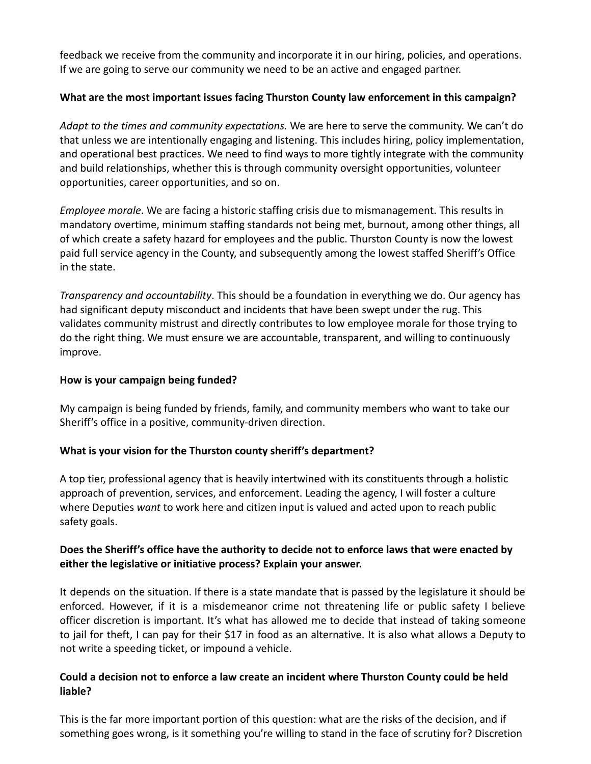feedback we receive from the community and incorporate it in our hiring, policies, and operations. If we are going to serve our community we need to be an active and engaged partner.

**What are the most important issues facing Thurston County law enforcement in this campaign?**

*Adapt to the times and community expectations.* We are here to serve the community. We can't do that unless we are intentionally engaging and listening. This includes hiring, policy implementation, and operational best practices. We need to find ways to more tightly integrate with the community and build relationships, whether this is through community oversight opportunities, volunteer opportunities, career opportunities, and so on.

*Employee morale*. We are facing a historic staffing crisis due to mismanagement. This results in mandatory overtime, minimum staffing standards not being met, burnout, among other things, all of which create a safety hazard for employees and the public. Thurston County is now the lowest paid full service agency in the County, and subsequently among the lowest staffed Sheriff's Office in the state.

*Transparency and accountability*. This should be a foundation in everything we do. Our agency has had significant deputy misconduct and incidents that have been swept under the rug. This validates community mistrust and directly contributes to low employee morale for those trying to do the right thing. We must ensure we are accountable, transparent, and willing to continuously improve.

**How is your campaign being funded?**

My campaign is being funded by friends, family, and community members who want to take our Sheriff's office in a positive, community-driven direction.

**What is your vision for the Thurston county sheriff's department?**

A top tier, professional agency that is heavily intertwined with its constituents through a holistic approach of prevention, services, and enforcement. Leading the agency, I will foster a culture where Deputies *want* to work here and citizen input is valued and acted upon to reach public safety goals.

**Does the Sheriff's office have the authority to decide not to enforce laws that were enacted by either the legislative or initiative process? Explain your answer.**

It depends on the situation. If there is a state mandate that is passed by the legislature it should be enforced. However, if it is a misdemeanor crime not threatening life or public safety I believe officer discretion is important. It's what has allowed me to decide that instead of taking someone to jail for theft, I can pay for their $17 in food as an alternative. It is also what allows a Deputy to not write a speeding ticket, or impound a vehicle.

**Could a decision not to enforce a law create an incident where Thurston County could be held liable?**

This is the far more important portion of this question: what are the risks of the decision, and if something goes wrong, is it something you're willing to stand in the face of scrutiny for? Discretion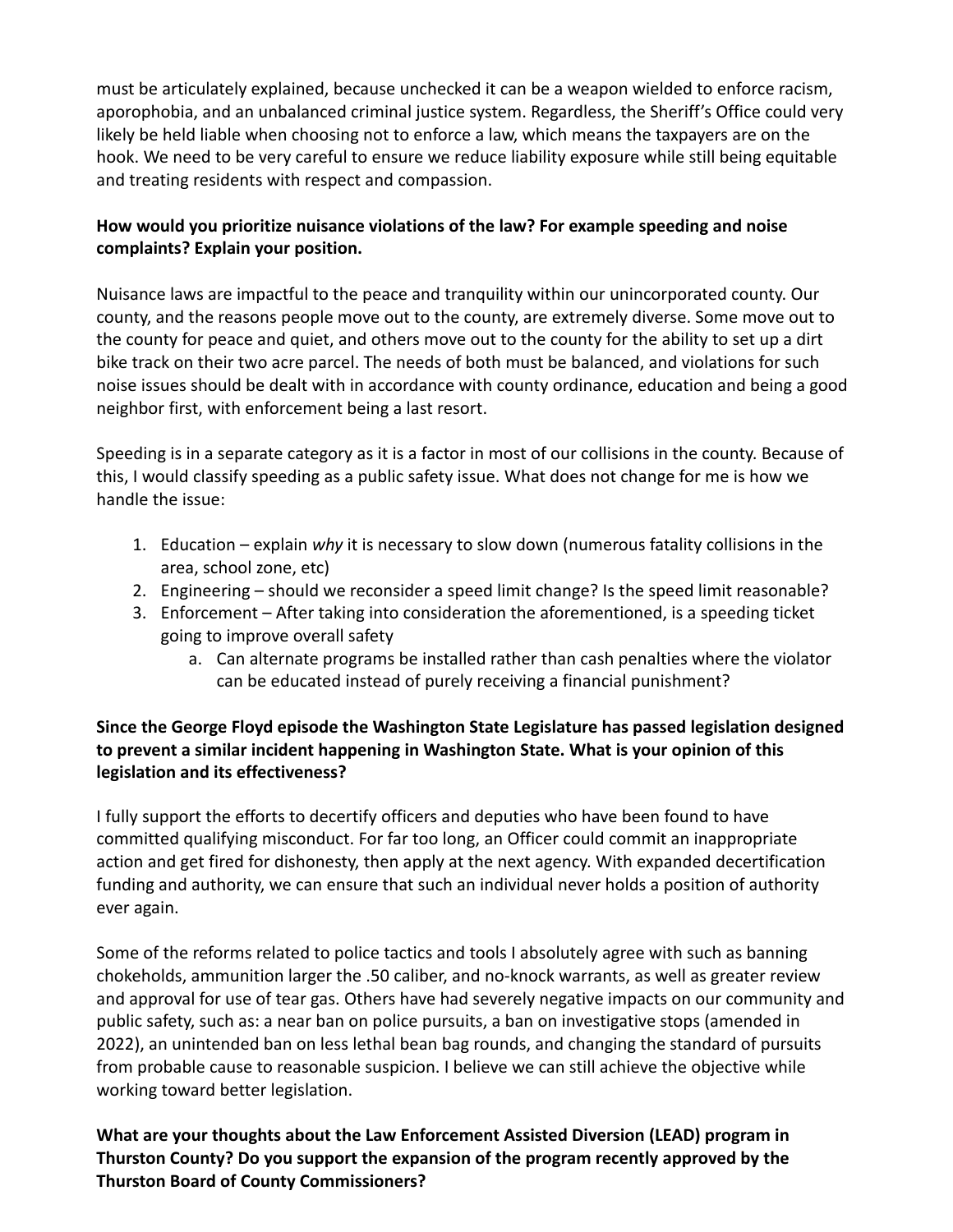must be articulately explained, because unchecked it can be a weapon wielded to enforce racism, aporophobia, and an unbalanced criminal justice system. Regardless, the Sheriff's Office could very likely be held liable when choosing not to enforce a law, which means the taxpayers are on the hook. We need to be very careful to ensure we reduce liability exposure while still being equitable and treating residents with respect and compassion.

**How would you prioritize nuisance violations of the law? For example speeding and noise complaints? Explain your position.**

Nuisance laws are impactful to the peace and tranquility within our unincorporated county. Our county, and the reasons people move out to the county, are extremely diverse. Some move out to the county for peace and quiet, and others move out to the county for the ability to set up a dirt bike track on their two acre parcel. The needs of both must be balanced, and violations for such noise issues should be dealt with in accordance with county ordinance, education and being a good neighbor first, with enforcement being a last resort.

Speeding is in a separate category as it is a factor in most of our collisions in the county. Because of this, I would classify speeding as a public safety issue. What does not change for me is how we handle the issue:

1. Education – explain *why* it is necessary to slow down (numerous fatality collisions in the area, school zone, etc)
2. Engineering – should we reconsider a speed limit change? Is the speed limit reasonable?
3. Enforcement – After taking into consideration the aforementioned, is a speeding ticket going to improve overall safety
    a. Can alternate programs be installed rather than cash penalties where the violator can be educated instead of purely receiving a financial punishment?

**Since the George Floyd episode the Washington State Legislature has passed legislation designed to prevent a similar incident happening in Washington State. What is your opinion of this legislation and its effectiveness?**

I fully support the efforts to decertify officers and deputies who have been found to have committed qualifying misconduct. For far too long, an Officer could commit an inappropriate action and get fired for dishonesty, then apply at the next agency. With expanded decertification funding and authority, we can ensure that such an individual never holds a position of authority ever again.

Some of the reforms related to police tactics and tools I absolutely agree with such as banning chokeholds, ammunition larger the .50 caliber, and no-knock warrants, as well as greater review and approval for use of tear gas. Others have had severely negative impacts on our community and public safety, such as: a near ban on police pursuits, a ban on investigative stops (amended in 2022), an unintended ban on less lethal bean bag rounds, and changing the standard of pursuits from probable cause to reasonable suspicion. I believe we can still achieve the objective while working toward better legislation.

**What are your thoughts about the Law Enforcement Assisted Diversion (LEAD) program in Thurston County? Do you support the expansion of the program recently approved by the Thurston Board of County Commissioners?**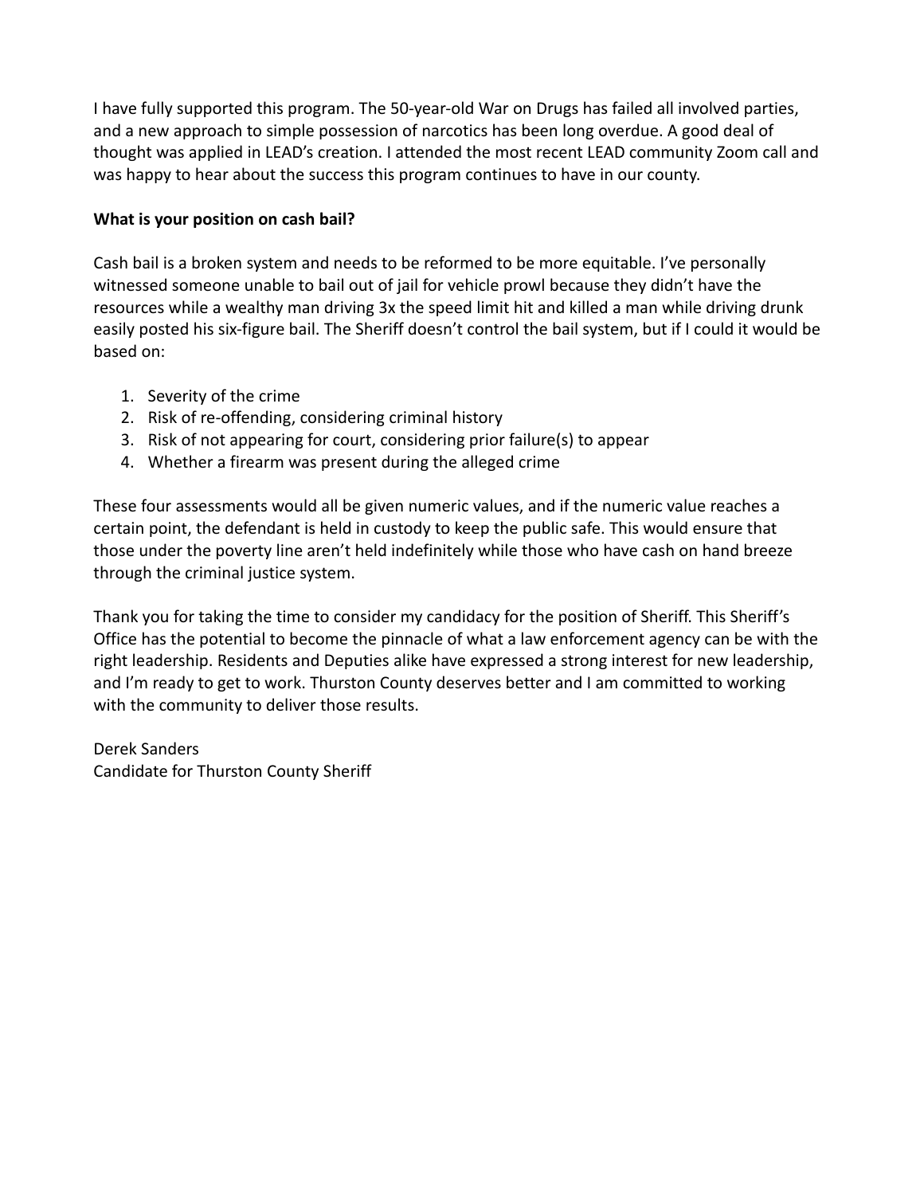I have fully supported this program. The 50-year-old War on Drugs has failed all involved parties, and a new approach to simple possession of narcotics has been long overdue. A good deal of thought was applied in LEAD's creation. I attended the most recent LEAD community Zoom call and was happy to hear about the success this program continues to have in our county.

**What is your position on cash bail?**

Cash bail is a broken system and needs to be reformed to be more equitable. I've personally witnessed someone unable to bail out of jail for vehicle prowl because they didn't have the resources while a wealthy man driving 3x the speed limit hit and killed a man while driving drunk easily posted his six-figure bail. The Sheriff doesn't control the bail system, but if I could it would be based on:

1. Severity of the crime
2. Risk of re-offending, considering criminal history
3. Risk of not appearing for court, considering prior failure(s) to appear
4. Whether a firearm was present during the alleged crime

These four assessments would all be given numeric values, and if the numeric value reaches a certain point, the defendant is held in custody to keep the public safe. This would ensure that those under the poverty line aren't held indefinitely while those who have cash on hand breeze through the criminal justice system.

Thank you for taking the time to consider my candidacy for the position of Sheriff. This Sheriff's Office has the potential to become the pinnacle of what a law enforcement agency can be with the right leadership. Residents and Deputies alike have expressed a strong interest for new leadership, and I'm ready to get to work. Thurston County deserves better and I am committed to working with the community to deliver those results.

Derek Sanders
Candidate for Thurston County Sheriff